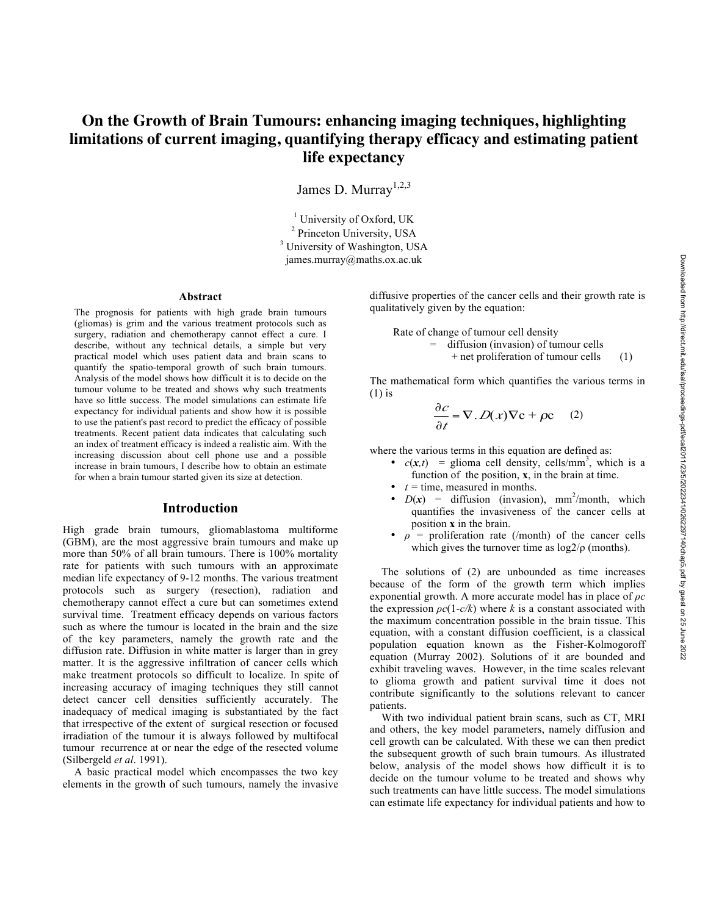# On the Growth of Brain Tumours: enhancing imaging techniques, highlighting limitations of current imaging, quantifying therapy efficacy and estimating patient life expectancy

James D. Murray[1,2,3]

[1] University of Oxford, UK
[2] Princeton University, USA
[3] University of Washington, USA
james.murray@maths.ox.ac.uk

## Abstract

The prognosis for patients with high grade brain tumours (gliomas) is grim and the various treatment protocols such as surgery, radiation and chemotherapy cannot effect a cure. I describe, without any technical details, a simple but very practical model which uses patient data and brain scans to quantify the spatio-temporal growth of such brain tumours. Analysis of the model shows how difficult it is to decide on the tumour volume to be treated and shows why such treatments have so little success. The model simulations can estimate life expectancy for individual patients and show how it is possible to use the patient's past record to predict the efficacy of possible treatments. Recent patient data indicates that calculating such an index of treatment efficacy is indeed a realistic aim. With the increasing discussion about cell phone use and a possible increase in brain tumours, I describe how to obtain an estimate for when a brain tumour started given its size at detection.

## Introduction

High grade brain tumours, gliomablastoma multiforme (GBM), are the most aggressive brain tumours and make up more than 50% of all brain tumours. There is 100% mortality rate for patients with such tumours with an approximate median life expectancy of 9-12 months. The various treatment protocols such as surgery (resection), radiation and chemotherapy cannot effect a cure but can sometimes extend survival time. Treatment efficacy depends on various factors such as where the tumour is located in the brain and the size of the key parameters, namely the growth rate and the diffusion rate. Diffusion in white matter is larger than in grey matter. It is the aggressive infiltration of cancer cells which make treatment protocols so difficult to localize. In spite of increasing accuracy of imaging techniques they still cannot detect cancer cell densities sufficiently accurately. The inadequacy of medical imaging is substantiated by the fact that irrespective of the extent of surgical resection or focused irradiation of the tumour it is always followed by multifocal tumour recurrence at or near the edge of the resected volume (Silbergeld *et al*. 1991).

A basic practical model which encompasses the two key elements in the growth of such tumours, namely the invasive diffusive properties of the cancer cells and their growth rate is qualitatively given by the equation:

Rate of change of tumour cell density
= diffusion (invasion) of tumour cells
+ net proliferation of tumour cells (1)

The mathematical form which quantifies the various terms in (1) is

$$\frac{\partial c}{\partial t} = \nabla . D(x)\nabla c + \rho c \qquad (2)$$

where the various terms in this equation are defined as:

- $c(\mathbf{x},t)$ = glioma cell density, cells/mm$^3$, which is a function of the position, $\mathbf{x}$, in the brain at time.
- $t$ = time, measured in months.
- $D(\mathbf{x})$ = diffusion (invasion), mm$^2$/month, which quantifies the invasiveness of the cancer cells at position $\mathbf{x}$ in the brain.
- $\rho$ = proliferation rate (/month) of the cancer cells which gives the turnover time as $\log 2/\rho$ (months).

The solutions of (2) are unbounded as time increases because of the form of the growth term which implies exponential growth. A more accurate model has in place of $\rho c$ the expression $\rho c(1-c/k)$ where $k$ is a constant associated with the maximum concentration possible in the brain tissue. This equation, with a constant diffusion coefficient, is a classical population equation known as the Fisher-Kolmogoroff equation (Murray 2002). Solutions of it are bounded and exhibit traveling waves. However, in the time scales relevant to glioma growth and patient survival time it does not contribute significantly to the solutions relevant to cancer patients.

With two individual patient brain scans, such as CT, MRI and others, the key model parameters, namely diffusion and cell growth can be calculated. With these we can then predict the subsequent growth of such brain tumours. As illustrated below, analysis of the model shows how difficult it is to decide on the tumour volume to be treated and shows why such treatments can have little success. The model simulations can estimate life expectancy for individual patients and how to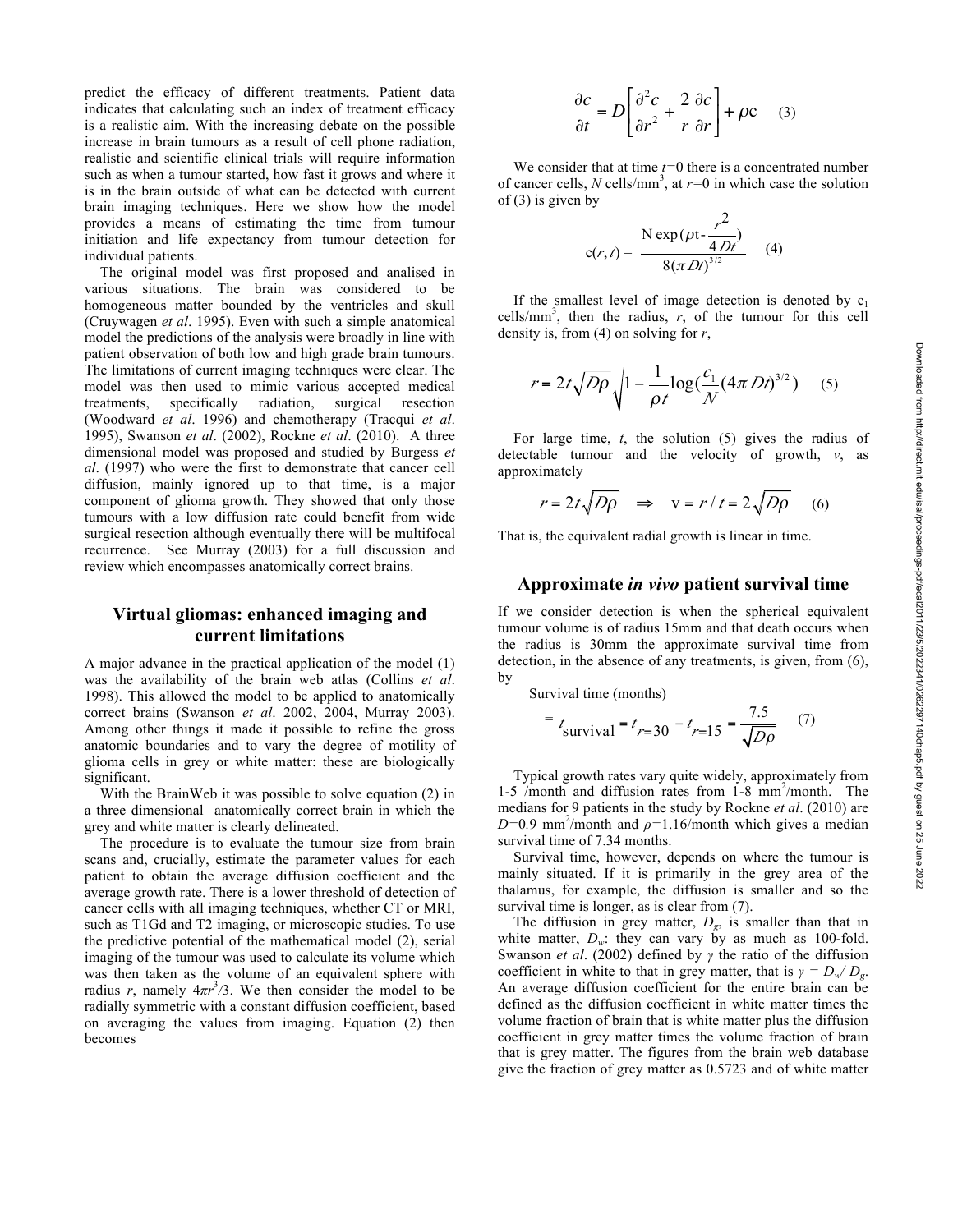predict the efficacy of different treatments. Patient data indicates that calculating such an index of treatment efficacy is a realistic aim. With the increasing debate on the possible increase in brain tumours as a result of cell phone radiation, realistic and scientific clinical trials will require information such as when a tumour started, how fast it grows and where it is in the brain outside of what can be detected with current brain imaging techniques. Here we show how the model provides a means of estimating the time from tumour initiation and life expectancy from tumour detection for individual patients.

The original model was first proposed and analised in various situations. The brain was considered to be homogeneous matter bounded by the ventricles and skull (Cruywagen *et al*. 1995). Even with such a simple anatomical model the predictions of the analysis were broadly in line with patient observation of both low and high grade brain tumours. The limitations of current imaging techniques were clear. The model was then used to mimic various accepted medical treatments, specifically radiation, surgical resection (Woodward *et al*. 1996) and chemotherapy (Tracqui *et al*. 1995), Swanson *et al*. (2002), Rockne *et al*. (2010). A three dimensional model was proposed and studied by Burgess *et al*. (1997) who were the first to demonstrate that cancer cell diffusion, mainly ignored up to that time, is a major component of glioma growth. They showed that only those tumours with a low diffusion rate could benefit from wide surgical resection although eventually there will be multifocal recurrence. See Murray (2003) for a full discussion and review which encompasses anatomically correct brains.

## Virtual gliomas: enhanced imaging and current limitations

A major advance in the practical application of the model (1) was the availability of the brain web atlas (Collins *et al*. 1998). This allowed the model to be applied to anatomically correct brains (Swanson *et al*. 2002, 2004, Murray 2003). Among other things it made it possible to refine the gross anatomic boundaries and to vary the degree of motility of glioma cells in grey or white matter: these are biologically significant.

With the BrainWeb it was possible to solve equation (2) in a three dimensional anatomically correct brain in which the grey and white matter is clearly delineated.

The procedure is to evaluate the tumour size from brain scans and, crucially, estimate the parameter values for each patient to obtain the average diffusion coefficient and the average growth rate. There is a lower threshold of detection of cancer cells with all imaging techniques, whether CT or MRI, such as T1Gd and T2 imaging, or microscopic studies. To use the predictive potential of the mathematical model (2), serial imaging of the tumour was used to calculate its volume which was then taken as the volume of an equivalent sphere with radius $r$, namely $4\pi r^3/3$. We then consider the model to be radially symmetric with a constant diffusion coefficient, based on averaging the values from imaging. Equation (2) then becomes

$$\frac{\partial c}{\partial t} = D\left[\frac{\partial^2 c}{\partial r^2} + \frac{2}{r}\frac{\partial c}{\partial r}\right] + \rho c \qquad (3)$$

We consider that at time $t$=0 there is a concentrated number of cancer cells, $N$ cells/mm$^3$, at $r$=0 in which case the solution of (3) is given by

$$c(r,t) = \frac{N\exp(\rho t - \frac{r^2}{4Dt})}{8(\pi Dt)^{3/2}} \qquad (4)$$

If the smallest level of image detection is denoted by $c_1$ cells/mm$^3$, then the radius, $r$, of the tumour for this cell density is, from (4) on solving for $r$,

$$r = 2t\sqrt{D\rho}\sqrt{1 - \frac{1}{\rho t}\log\left(\frac{c_1}{N}(4\pi Dt)^{3/2}\right)} \qquad (5)$$

For large time, $t$, the solution (5) gives the radius of detectable tumour and the velocity of growth, $v$, as approximately

$$r = 2t\sqrt{D\rho} \quad \Rightarrow \quad v = r/t = 2\sqrt{D\rho} \qquad (6)$$

That is, the equivalent radial growth is linear in time.

## Approximate *in vivo* patient survival time

If we consider detection is when the spherical equivalent tumour volume is of radius 15mm and that death occurs when the radius is 30mm the approximate survival time from detection, in the absence of any treatments, is given, from (6), by

Survival time (months)

$$= t_{survival} = t_{r=30} - t_{r=15} = \frac{7.5}{\sqrt{D\rho}} \qquad (7)$$

Typical growth rates vary quite widely, approximately from 1-5 /month and diffusion rates from 1-8 mm$^2$/month. The medians for 9 patients in the study by Rockne *et al*. (2010) are $D$=0.9 mm$^2$/month and $\rho$=1.16/month which gives a median survival time of 7.34 months.

Survival time, however, depends on where the tumour is mainly situated. If it is primarily in the grey area of the thalamus, for example, the diffusion is smaller and so the survival time is longer, as is clear from (7).

The diffusion in grey matter, $D_g$, is smaller than that in white matter, $D_w$: they can vary by as much as 100-fold. Swanson *et al*. (2002) defined by $\gamma$ the ratio of the diffusion coefficient in white to that in grey matter, that is $\gamma = D_w/D_g$. An average diffusion coefficient for the entire brain can be defined as the diffusion coefficient in white matter times the volume fraction of brain that is white matter plus the diffusion coefficient in grey matter times the volume fraction of brain that is grey matter. The figures from the brain web database give the fraction of grey matter as 0.5723 and of white matter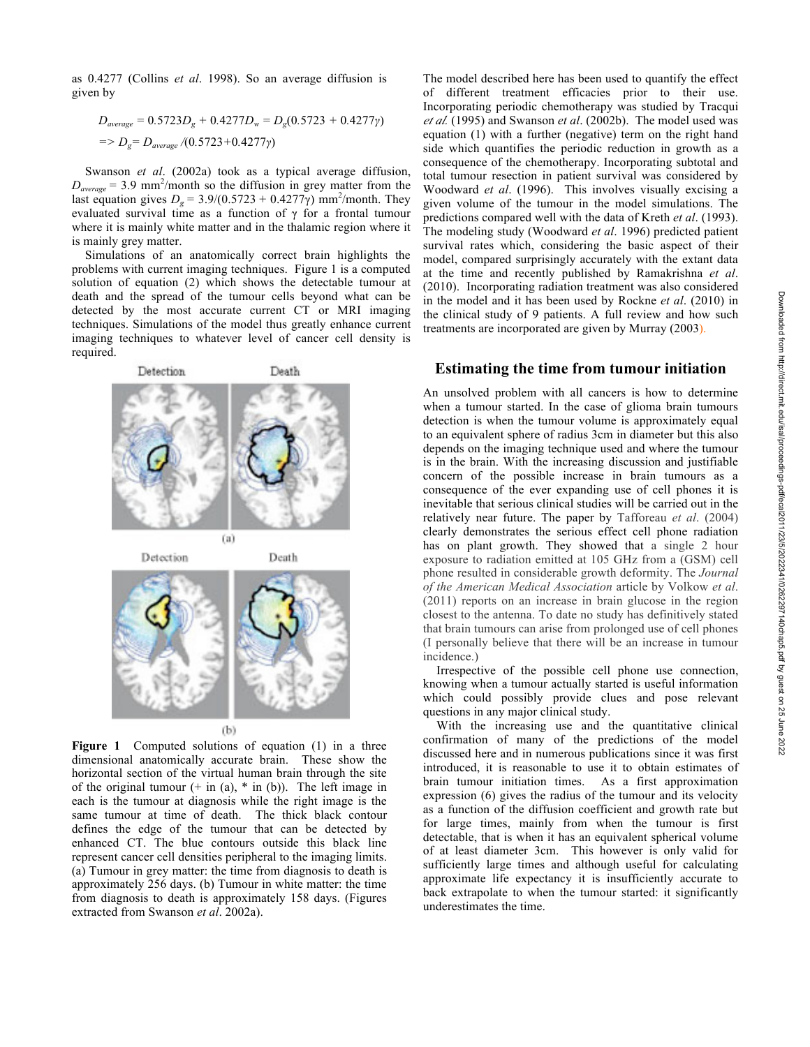as 0.4277 (Collins *et al*. 1998). So an average diffusion is given by

$$D_{average} = 0.5723D_g + 0.4277D_w = D_g(0.5723 + 0.4277\gamma)$$
$$\Rightarrow D_g = D_{average} / (0.5723 + 0.4277\gamma)$$

Swanson *et al*. (2002a) took as a typical average diffusion, $D_{average} = 3.9$ mm$^2$/month so the diffusion in grey matter from the last equation gives $D_g = 3.9/(0.5723 + 0.4277\gamma)$ mm$^2$/month. They evaluated survival time as a function of $\gamma$ for a frontal tumour where it is mainly white matter and in the thalamic region where it is mainly grey matter.

Simulations of an anatomically correct brain highlights the problems with current imaging techniques. Figure 1 is a computed solution of equation (2) which shows the detectable tumour at death and the spread of the tumour cells beyond what can be detected by the most accurate current CT or MRI imaging techniques. Simulations of the model thus greatly enhance current imaging techniques to whatever level of cancer cell density is required.

**Figure 1** Computed solutions of equation (1) in a three dimensional anatomically accurate brain. These show the horizontal section of the virtual human brain through the site of the original tumour (+ in (a), * in (b)). The left image in each is the tumour at diagnosis while the right image is the same tumour at time of death. The thick black contour defines the edge of the tumour that can be detected by enhanced CT. The blue contours outside this black line represent cancer cell densities peripheral to the imaging limits. (a) Tumour in grey matter: the time from diagnosis to death is approximately 256 days. (b) Tumour in white matter: the time from diagnosis to death is approximately 158 days. (Figures extracted from Swanson *et al*. 2002a).

The model described here has been used to quantify the effect of different treatment efficacies prior to their use. Incorporating periodic chemotherapy was studied by Tracqui *et al.* (1995) and Swanson *et al*. (2002b). The model used was equation (1) with a further (negative) term on the right hand side which quantifies the periodic reduction in growth as a consequence of the chemotherapy. Incorporating subtotal and total tumour resection in patient survival was considered by Woodward *et al*. (1996). This involves visually excising a given volume of the tumour in the model simulations. The predictions compared well with the data of Kreth *et al*. (1993). The modeling study (Woodward *et al*. 1996) predicted patient survival rates which, considering the basic aspect of their model, compared surprisingly accurately with the extant data at the time and recently published by Ramakrishna *et al*. (2010). Incorporating radiation treatment was also considered in the model and it has been used by Rockne *et al*. (2010) in the clinical study of 9 patients. A full review and how such treatments are incorporated are given by Murray (2003).

## Estimating the time from tumour initiation

An unsolved problem with all cancers is how to determine when a tumour started. In the case of glioma brain tumours detection is when the tumour volume is approximately equal to an equivalent sphere of radius 3cm in diameter but this also depends on the imaging technique used and where the tumour is in the brain. With the increasing discussion and justifiable concern of the possible increase in brain tumours as a consequence of the ever expanding use of cell phones it is inevitable that serious clinical studies will be carried out in the relatively near future. The paper by Tafforeau *et al*. (2004) clearly demonstrates the serious effect cell phone radiation has on plant growth. They showed that a single 2 hour exposure to radiation emitted at 105 GHz from a (GSM) cell phone resulted in considerable growth deformity. The *Journal of the American Medical Association* article by Volkow *et al*. (2011) reports on an increase in brain glucose in the region closest to the antenna. To date no study has definitively stated that brain tumours can arise from prolonged use of cell phones (I personally believe that there will be an increase in tumour incidence.)

Irrespective of the possible cell phone use connection, knowing when a tumour actually started is useful information which could possibly provide clues and pose relevant questions in any major clinical study.

With the increasing use and the quantitative clinical confirmation of many of the predictions of the model discussed here and in numerous publications since it was first introduced, it is reasonable to use it to obtain estimates of brain tumour initiation times. As a first approximation expression (6) gives the radius of the tumour and its velocity as a function of the diffusion coefficient and growth rate but for large times, mainly from when the tumour is first detectable, that is when it has an equivalent spherical volume of at least diameter 3cm. This however is only valid for sufficiently large times and although useful for calculating approximate life expectancy it is insufficiently accurate to back extrapolate to when the tumour started: it significantly underestimates the time.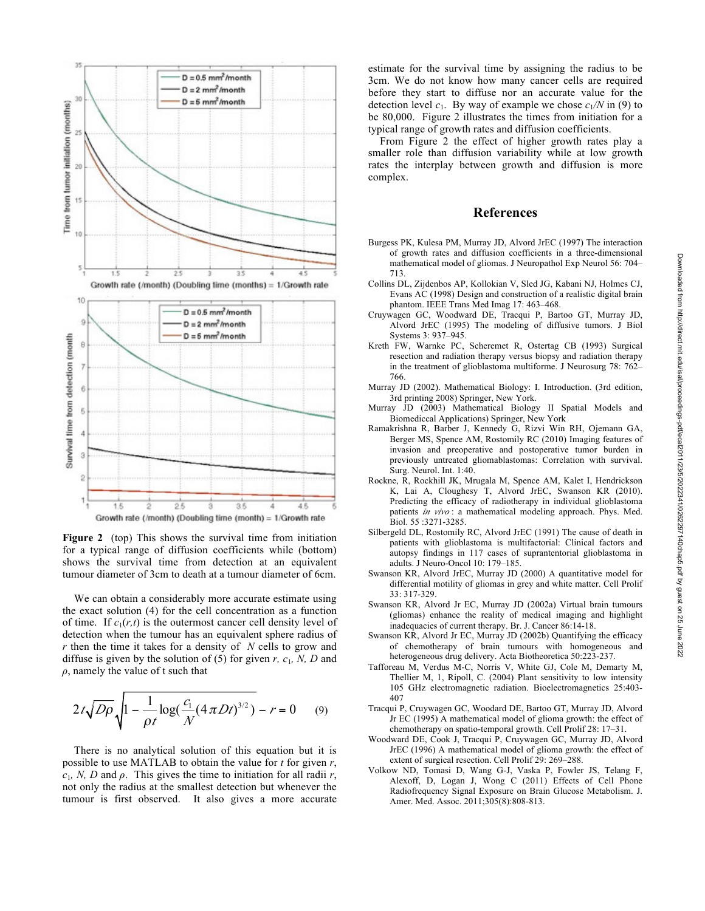35

D = 0.5 mm²/month
D = 2 mm²/month
D = 5 mm²/month

Time from tumor initiation (months)

30
25
20
15
10
5

1 1.5 2 2.5 3 3.5 4 4.5 5

Growth rate (/month) (Doubling time (months) = 1/Growth rate

10

D = 0.5 mm²/month
D = 2 mm²/month
D = 5 mm²/month

Survival time from detection (month

9
8
7
6
5
4
3
2
1

1 1.5 2 2.5 3 3.5 4 4.5 5

Growth rate (/month) (Doubling time (month) = 1/Growth rate

**Figure 2** (top) This shows the survival time from initiation for a typical range of diffusion coefficients while (bottom) shows the survival time from detection at an equivalent tumour diameter of 3cm to death at a tumour diameter of 6cm.

We can obtain a considerably more accurate estimate using the exact solution (4) for the cell concentration as a function of time. If $c_1(r,t)$ is the outermost cancer cell density level of detection when the tumour has an equivalent sphere radius of $r$ then the time it takes for a density of $N$ cells to grow and diffuse is given by the solution of (5) for given $r$, $c_1$, $N$, $D$ and $\rho$, namely the value of t such that

$$2t\sqrt{D\rho}\sqrt{1-\frac{1}{\rho t}\log\left(\frac{c_1}{N}(4\pi Dt)^{3/2}\right)}-r=0 \qquad (9)$$

There is no analytical solution of this equation but it is possible to use MATLAB to obtain the value for $t$ for given $r$, $c_1$, $N$, $D$ and $\rho$. This gives the time to initiation for all radii $r$, not only the radius at the smallest detection but whenever the tumour is first observed. It also gives a more accurate estimate for the survival time by assigning the radius to be 3cm. We do not know how many cancer cells are required before they start to diffuse nor an accurate value for the detection level $c_1$. By way of example we chose $c_1/N$ in (9) to be 80,000. Figure 2 illustrates the times from initiation for a typical range of growth rates and diffusion coefficients.

From Figure 2 the effect of higher growth rates play a smaller role than diffusion variability while at low growth rates the interplay between growth and diffusion is more complex.

## References

Burgess PK, Kulesa PM, Murray JD, Alvord JrEC (1997) The interaction of growth rates and diffusion coefficients in a three-dimensional mathematical model of gliomas. J Neuropathol Exp Neurol 56: 704–713.

Collins DL, Zijdenbos AP, Kollokian V, Sled JG, Kabani NJ, Holmes CJ, Evans AC (1998) Design and construction of a realistic digital brain phantom. IEEE Trans Med Imag 17: 463–468.

Cruywagen GC, Woodward DE, Tracqui P, Bartoo GT, Murray JD, Alvord JrEC (1995) The modeling of diffusive tumors. J Biol Systems 3: 937–945.

Kreth FW, Warnke PC, Scheremet R, Ostertag CB (1993) Surgical resection and radiation therapy versus biopsy and radiation therapy in the treatment of glioblastoma multiforme. J Neurosurg 78: 762–766.

Murray JD (2002). Mathematical Biology: I. Introduction. (3rd edition, 3rd printing 2008) Springer, New York.

Murray JD (2003) Mathematical Biology II Spatial Models and Biomediccal Applications) Springer, New York

Ramakrishna R, Barber J, Kennedy G, Rizvi Win RH, Ojemann GA, Berger MS, Spence AM, Rostomily RC (2010) Imaging features of invasion and preoperative and postoperative tumor burden in previously untreated gliomablastomas: Correlation with survival. Surg. Neurol. Int. 1:40.

Rockne, R, Rockhill JK, Mrugala M, Spence AM, Kalet I, Hendrickson K, Lai A, Cloughesy T, Alvord JrEC, Swanson KR (2010). Predicting the efficacy of radiotherapy in individual glioblastoma patients *in vivo* : a mathematical modeling approach. Phys. Med. Biol. 55 :3271-3285.

Silbergeld DL, Rostomily RC, Alvord JrEC (1991) The cause of death in patients with glioblastoma is multifactorial: Clinical factors and autopsy findings in 117 cases of suprantentorial glioblastoma in adults. J Neuro-Oncol 10: 179–185.

Swanson KR, Alvord JrEC, Murray JD (2000) A quantitative model for differential motility of gliomas in grey and white matter. Cell Prolif 33: 317-329.

Swanson KR, Alvord Jr EC, Murray JD (2002a) Virtual brain tumours (gliomas) enhance the reality of medical imaging and highlight inadequacies of current therapy. Br. J. Cancer 86:14-18.

Swanson KR, Alvord Jr EC, Murray JD (2002b) Quantifying the efficacy of chemotherapy of brain tumours with homogeneous and heterogeneous drug delivery. Acta Biotheoretica 50:223-237.

Tafforeau M, Verdus M-C, Norris V, White GJ, Cole M, Demarty M, Thellier M, 1, Ripoll, C. (2004) Plant sensitivity to low intensity 105 GHz electromagnetic radiation. Bioelectromagnetics 25:403-407

Tracqui P, Cruywagen GC, Woodard DE, Bartoo GT, Murray JD, Alvord Jr EC (1995) A mathematical model of glioma growth: the effect of chemotherapy on spatio-temporal growth. Cell Prolif 28: 17–31.

Woodward DE, Cook J, Tracqui P, Cruywagen GC, Murray JD, Alvord JrEC (1996) A mathematical model of glioma growth: the effect of extent of surgical resection. Cell Prolif 29: 269–288.

Volkow ND, Tomasi D, Wang G-J, Vaska P, Fowler JS, Telang F, Alexoff, D, Logan J, Wong C (2011) Effects of Cell Phone Radiofrequency Signal Exposure on Brain Glucose Metabolism. J. Amer. Med. Assoc. 2011;305(8):808-813.